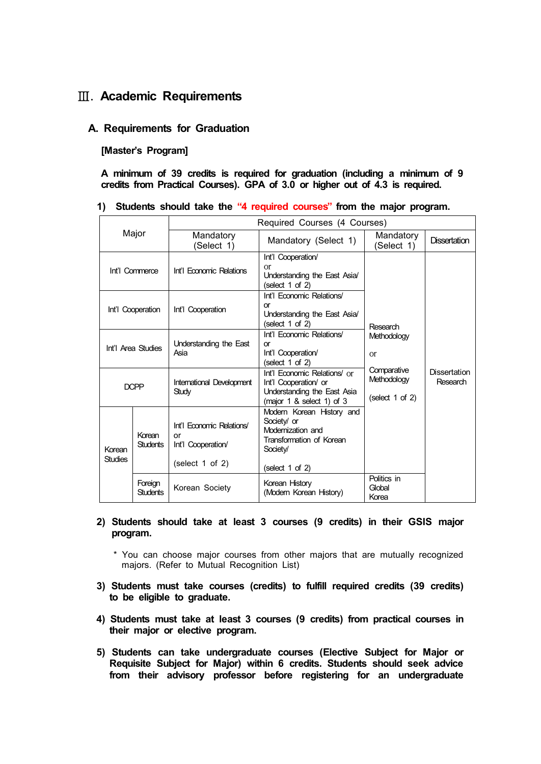# Ⅲ. Academic Requirements

## A. Requirements for Graduation

**[Master's Program]**

**A minimum of 39 credits is required for graduation (including a minimum of 9 credits from Practical Courses). GPA of 3.0 or higher out of 4.3 is required.**

**1) Students should take the "4 required courses" from the major program.**

| Major | | Required Courses (4 Courses) | | | |
|---|---|---|---|---|---|
| | | Mandatory (Select 1) | Mandatory (Select 1) | Mandatory (Select 1) | Dissertation |
| Int'l Commerce | | Int'l Economic Relations | Int'l Cooperation/ or Understanding the East Asia/ (select 1 of 2) | Research Methodology or Comparative Methodology (select 1 of 2) | Dissertation Research |
| Int'l Cooperation | | Int'l Cooperation | Int'l Economic Relations/ or Understanding the East Asia/ (select 1 of 2) | | |
| Int'l Area Studies | | Understanding the East Asia | Int'l Economic Relations/ or Int'l Cooperation/ (select 1 of 2) | | |
| DCPP | | International Development Study | Int'l Economic Relations/ or Int'l Cooperation/ or Understanding the East Asia (major 1 & select 1) of 3 | | |
| Korean Studies | Korean Students | Int'l Economic Relations/ or Int'l Cooperation/ (select 1 of 2) | Modern Korean History and Society/ or Modernization and Transformation of Korean Society/ (select 1 of 2) | | |
| | Foreign Students | Korean Society | Korean History (Modern Korean History) | Politics in Global Korea | |

**2) Students should take at least 3 courses (9 credits) in their GSIS major program.**

\* You can choose major courses from other majors that are mutually recognized majors. (Refer to Mutual Recognition List)

**3) Students must take courses (credits) to fulfill required credits (39 credits) to be eligible to graduate.**

**4) Students must take at least 3 courses (9 credits) from practical courses in their major or elective program.**

**5) Students can take undergraduate courses (Elective Subject for Major or Requisite Subject for Major) within 6 credits. Students should seek advice from their advisory professor before registering for an undergraduate**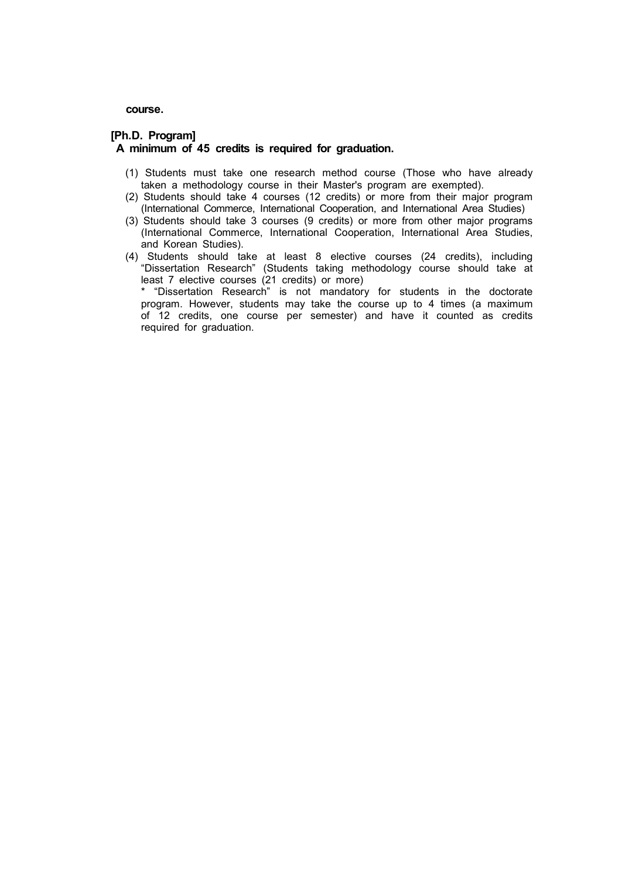**course.**

**[Ph.D. Program]**

**A minimum of 45 credits is required for graduation.**

(1) Students must take one research method course (Those who have already taken a methodology course in their Master's program are exempted).

(2) Students should take 4 courses (12 credits) or more from their major program (International Commerce, International Cooperation, and International Area Studies)

(3) Students should take 3 courses (9 credits) or more from other major programs (International Commerce, International Cooperation, International Area Studies, and Korean Studies).

(4) Students should take at least 8 elective courses (24 credits), including “Dissertation Research” (Students taking methodology course should take at least 7 elective courses (21 credits) or more)

\* “Dissertation Research” is not mandatory for students in the doctorate program. However, students may take the course up to 4 times (a maximum of 12 credits, one course per semester) and have it counted as credits required for graduation.